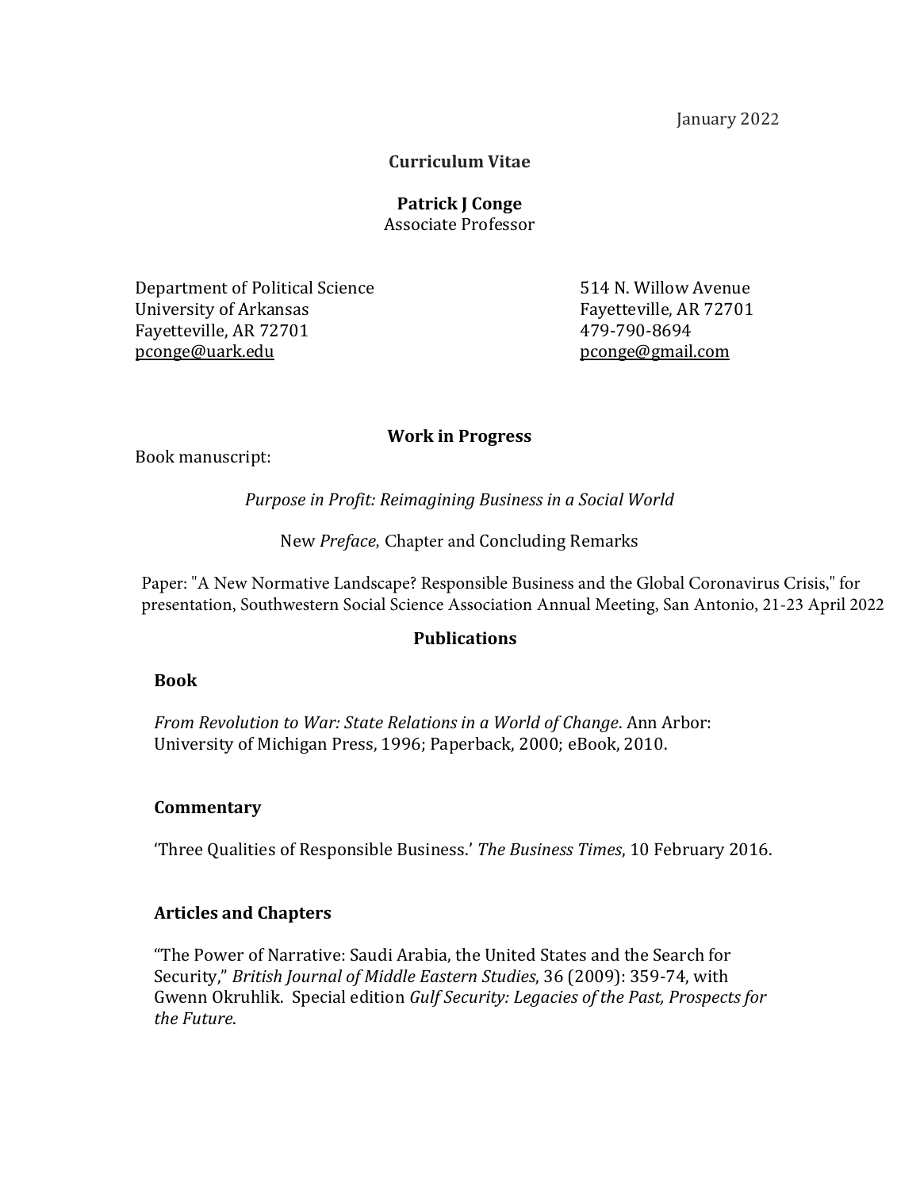January 2022

# Curriculum Vitae

**Patrick J Conge**
Associate Professor

Department of Political Science
University of Arkansas
Fayetteville, AR 72701
pconge@uark.edu

514 N. Willow Avenue
Fayetteville, AR 72701
479-790-8694
pconge@gmail.com

## Work in Progress

Book manuscript:

*Purpose in Profit: Reimagining Business in a Social World*

New *Preface*, Chapter and Concluding Remarks

Paper: "A New Normative Landscape? Responsible Business and the Global Coronavirus Crisis," for presentation, Southwestern Social Science Association Annual Meeting, San Antonio, 21-23 April 2022

## Publications

### Book

*From Revolution to War: State Relations in a World of Change*. Ann Arbor: University of Michigan Press, 1996; Paperback, 2000; eBook, 2010.

### Commentary

'Three Qualities of Responsible Business.' *The Business Times*, 10 February 2016.

### Articles and Chapters

"The Power of Narrative: Saudi Arabia, the United States and the Search for Security," *British Journal of Middle Eastern Studies*, 36 (2009): 359-74, with Gwenn Okruhlik. Special edition *Gulf Security: Legacies of the Past, Prospects for the Future*.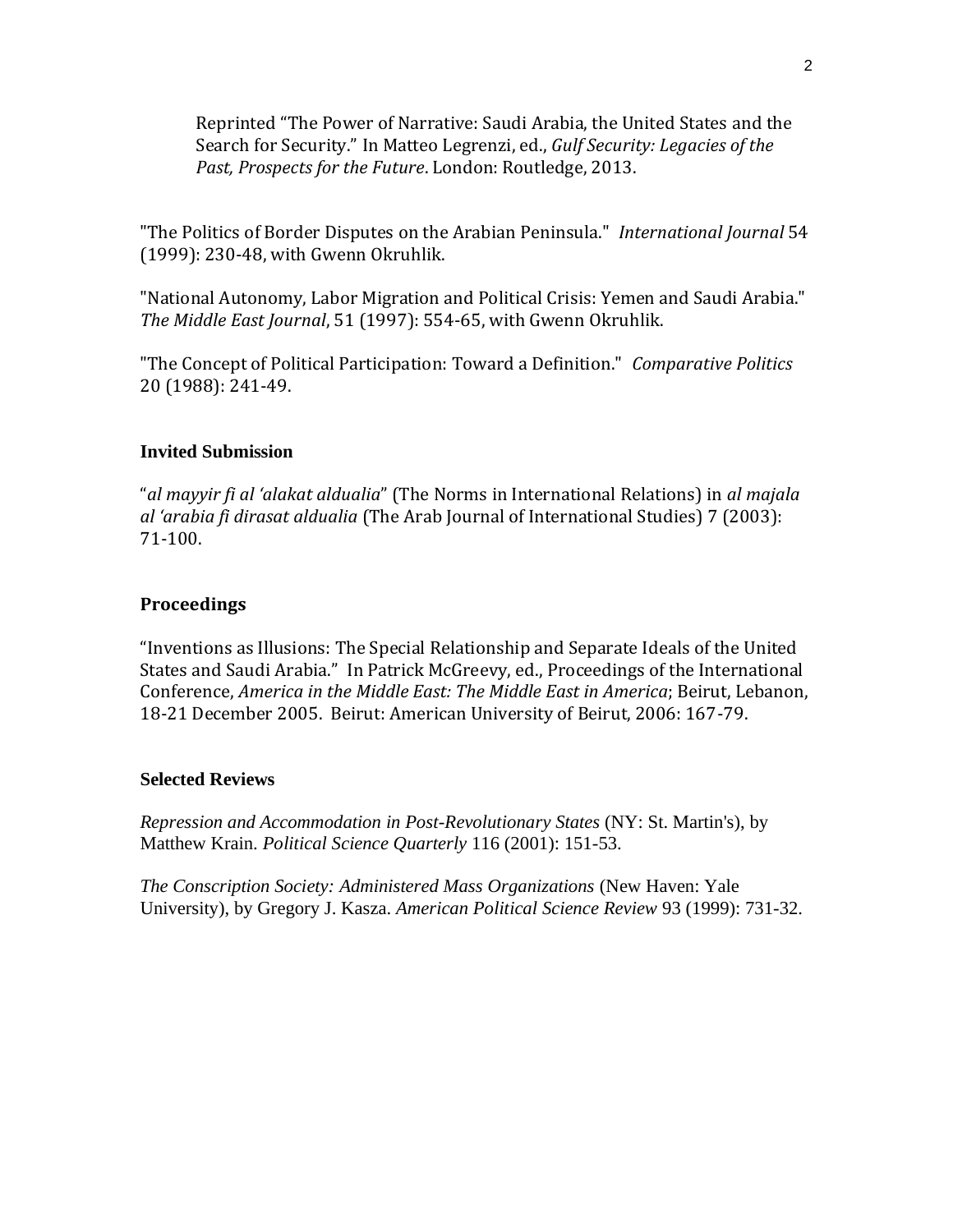Reprinted "The Power of Narrative: Saudi Arabia, the United States and the Search for Security." In Matteo Legrenzi, ed., *Gulf Security: Legacies of the Past, Prospects for the Future*. London: Routledge, 2013.

"The Politics of Border Disputes on the Arabian Peninsula." *International Journal* 54 (1999): 230-48, with Gwenn Okruhlik.

"National Autonomy, Labor Migration and Political Crisis: Yemen and Saudi Arabia." *The Middle East Journal*, 51 (1997): 554-65, with Gwenn Okruhlik.

"The Concept of Political Participation: Toward a Definition." *Comparative Politics* 20 (1988): 241-49.

### Invited Submission

"*al mayyir fi al 'alakat aldualia*" (The Norms in International Relations) in *al majala al 'arabia fi dirasat aldualia* (The Arab Journal of International Studies) 7 (2003): 71-100.

### Proceedings

"Inventions as Illusions: The Special Relationship and Separate Ideals of the United States and Saudi Arabia." In Patrick McGreevy, ed., Proceedings of the International Conference, *America in the Middle East: The Middle East in America*; Beirut, Lebanon, 18-21 December 2005. Beirut: American University of Beirut, 2006: 167-79.

### Selected Reviews

*Repression and Accommodation in Post-Revolutionary States* (NY: St. Martin's), by Matthew Krain. *Political Science Quarterly* 116 (2001): 151-53.

*The Conscription Society: Administered Mass Organizations* (New Haven: Yale University), by Gregory J. Kasza. *American Political Science Review* 93 (1999): 731-32.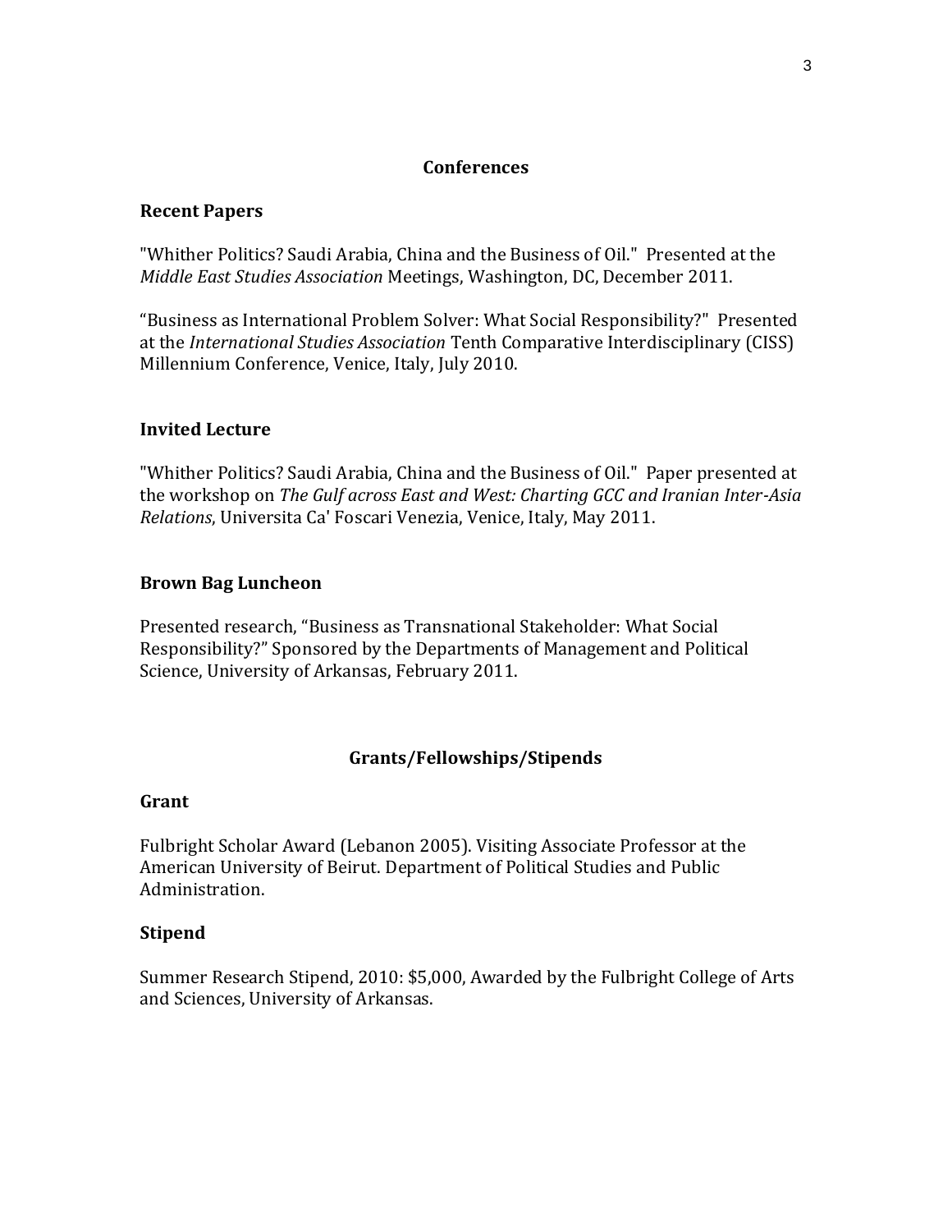## Conferences

### Recent Papers

"Whither Politics? Saudi Arabia, China and the Business of Oil." Presented at the *Middle East Studies Association* Meetings, Washington, DC, December 2011.

"Business as International Problem Solver: What Social Responsibility?" Presented at the *International Studies Association* Tenth Comparative Interdisciplinary (CISS) Millennium Conference, Venice, Italy, July 2010.

### Invited Lecture

"Whither Politics? Saudi Arabia, China and the Business of Oil." Paper presented at the workshop on *The Gulf across East and West: Charting GCC and Iranian Inter-Asia Relations*, Universita Ca' Foscari Venezia, Venice, Italy, May 2011.

### Brown Bag Luncheon

Presented research, "Business as Transnational Stakeholder: What Social Responsibility?" Sponsored by the Departments of Management and Political Science, University of Arkansas, February 2011.

## Grants/Fellowships/Stipends

### Grant

Fulbright Scholar Award (Lebanon 2005). Visiting Associate Professor at the American University of Beirut. Department of Political Studies and Public Administration.

### Stipend

Summer Research Stipend, 2010: $5,000, Awarded by the Fulbright College of Arts and Sciences, University of Arkansas.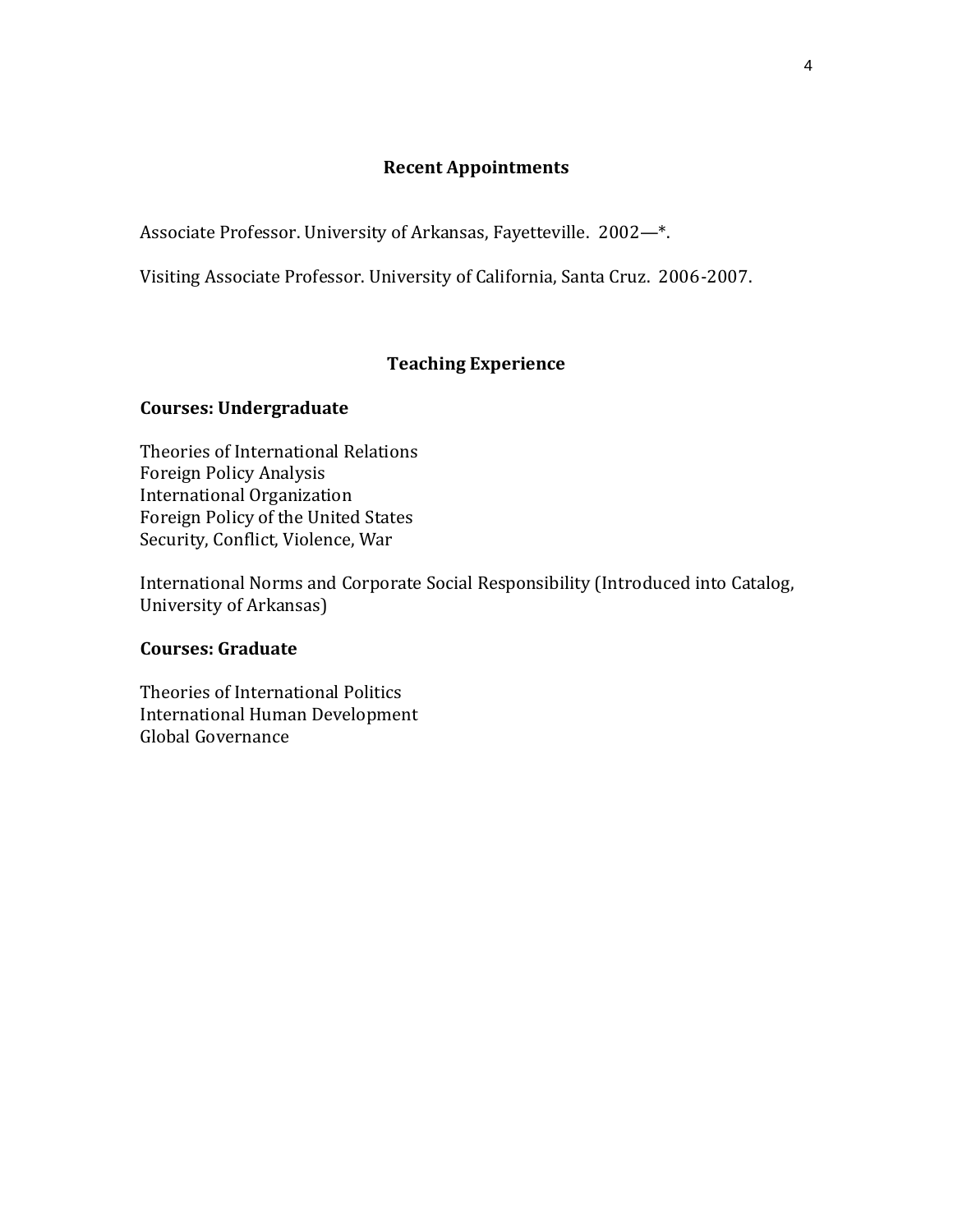## Recent Appointments

Associate Professor. University of Arkansas, Fayetteville. 2002—*.

Visiting Associate Professor. University of California, Santa Cruz. 2006-2007.

## Teaching Experience

### Courses: Undergraduate

Theories of International Relations
Foreign Policy Analysis
International Organization
Foreign Policy of the United States
Security, Conflict, Violence, War

International Norms and Corporate Social Responsibility (Introduced into Catalog, University of Arkansas)

### Courses: Graduate

Theories of International Politics
International Human Development
Global Governance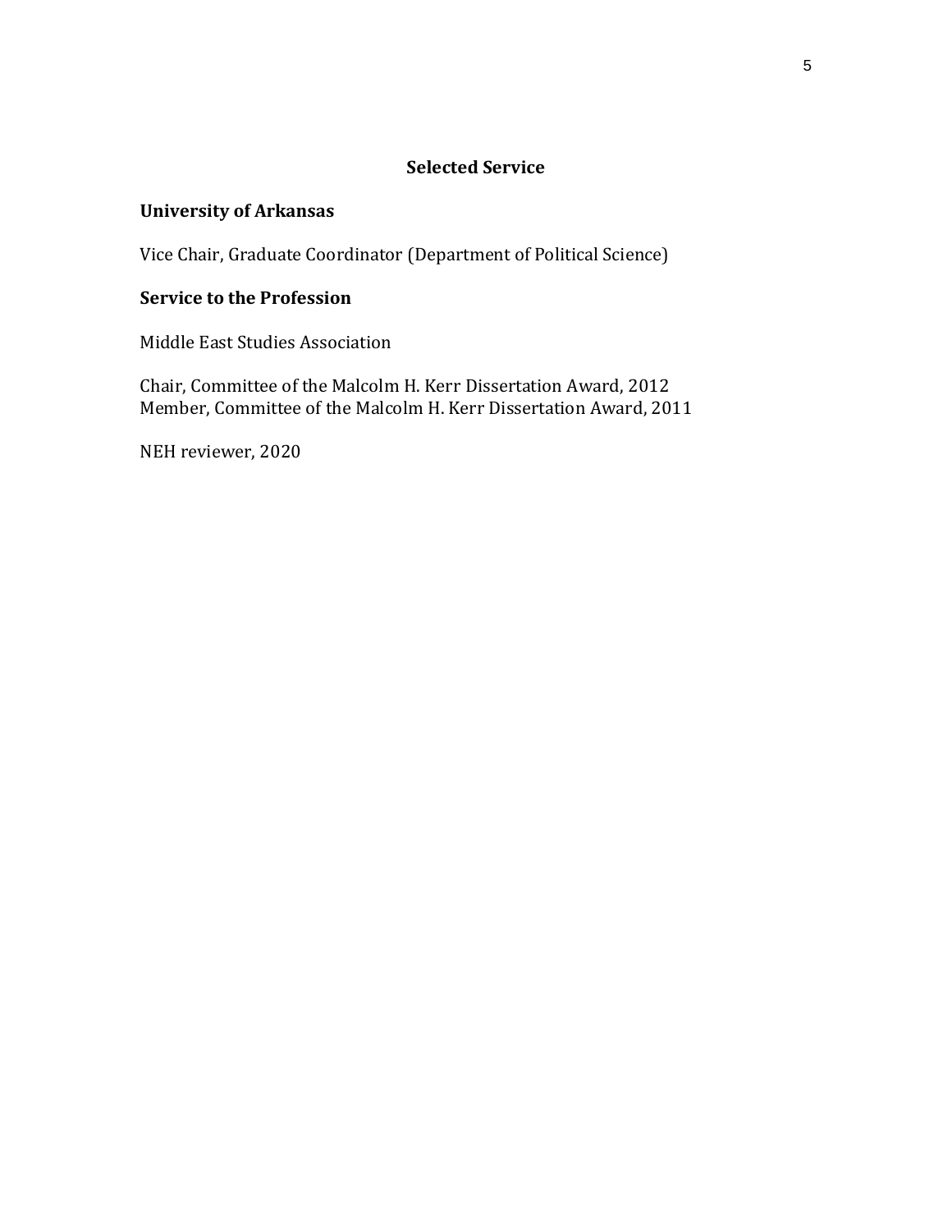## Selected Service

### University of Arkansas

Vice Chair, Graduate Coordinator (Department of Political Science)

### Service to the Profession

Middle East Studies Association

Chair, Committee of the Malcolm H. Kerr Dissertation Award, 2012
Member, Committee of the Malcolm H. Kerr Dissertation Award, 2011

NEH reviewer, 2020